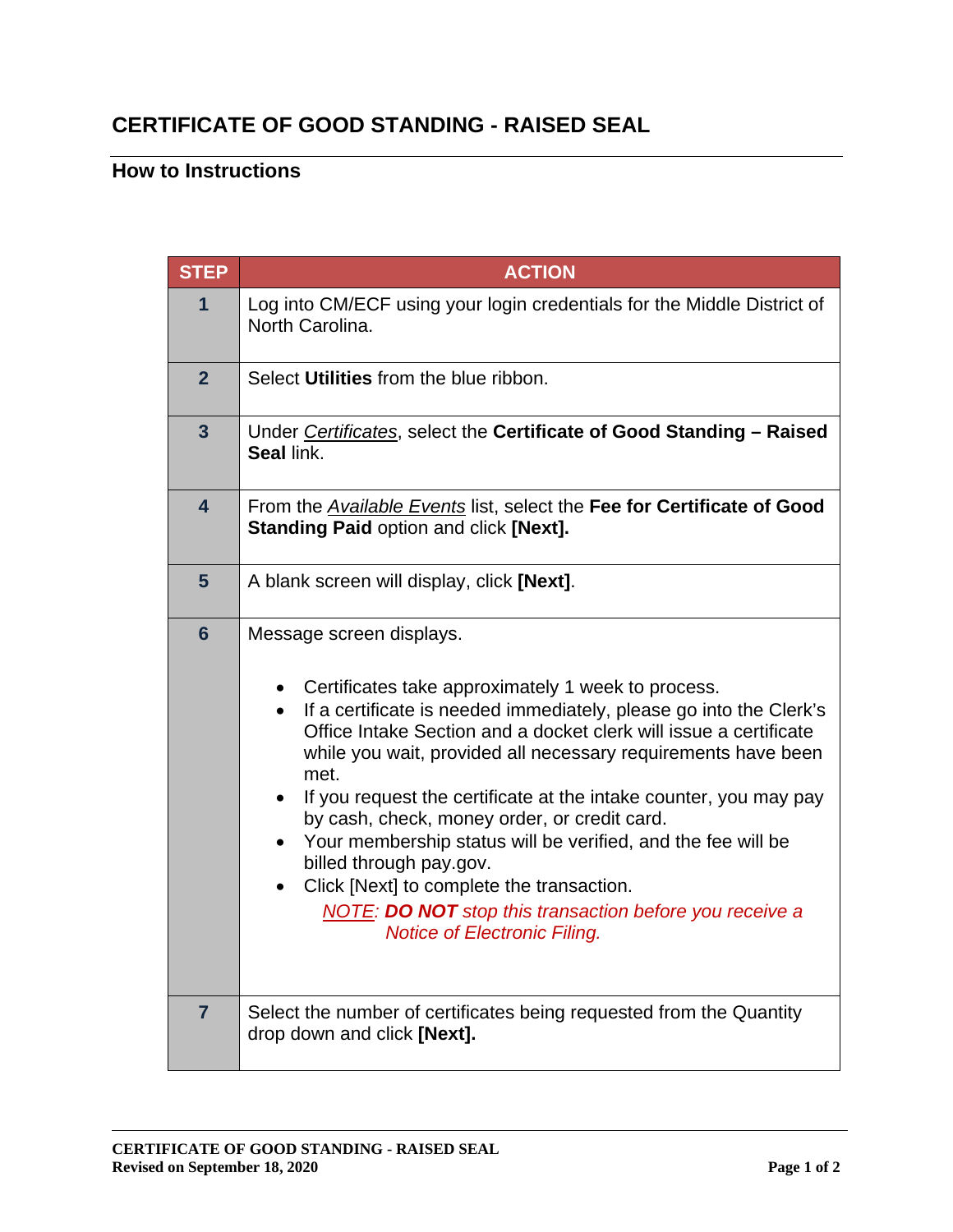# CERTIFICATE OF GOOD STANDING - RAISED SEAL

## How to Instructions

| STEP | ACTION |
|---|---|
| 1 | Log into CM/ECF using your login credentials for the Middle District of North Carolina. |
| 2 | Select **Utilities** from the blue ribbon. |
| 3 | Under *Certificates*, select the **Certificate of Good Standing – Raised Seal** link. |
| 4 | From the *Available Events* list, select the **Fee for Certificate of Good Standing Paid** option and click **[Next].** |
| 5 | A blank screen will display, click **[Next]**. |
| 6 | Message screen displays.<br><br>• Certificates take approximately 1 week to process.<br>• If a certificate is needed immediately, please go into the Clerk's Office Intake Section and a docket clerk will issue a certificate while you wait, provided all necessary requirements have been met.<br>• If you request the certificate at the intake counter, you may pay by cash, check, money order, or credit card.<br>• Your membership status will be verified, and the fee will be billed through pay.gov.<br>• Click [Next] to complete the transaction.<br>*NOTE: **DO NOT** stop this transaction before you receive a Notice of Electronic Filing.* |
| 7 | Select the number of certificates being requested from the Quantity drop down and click **[Next].** |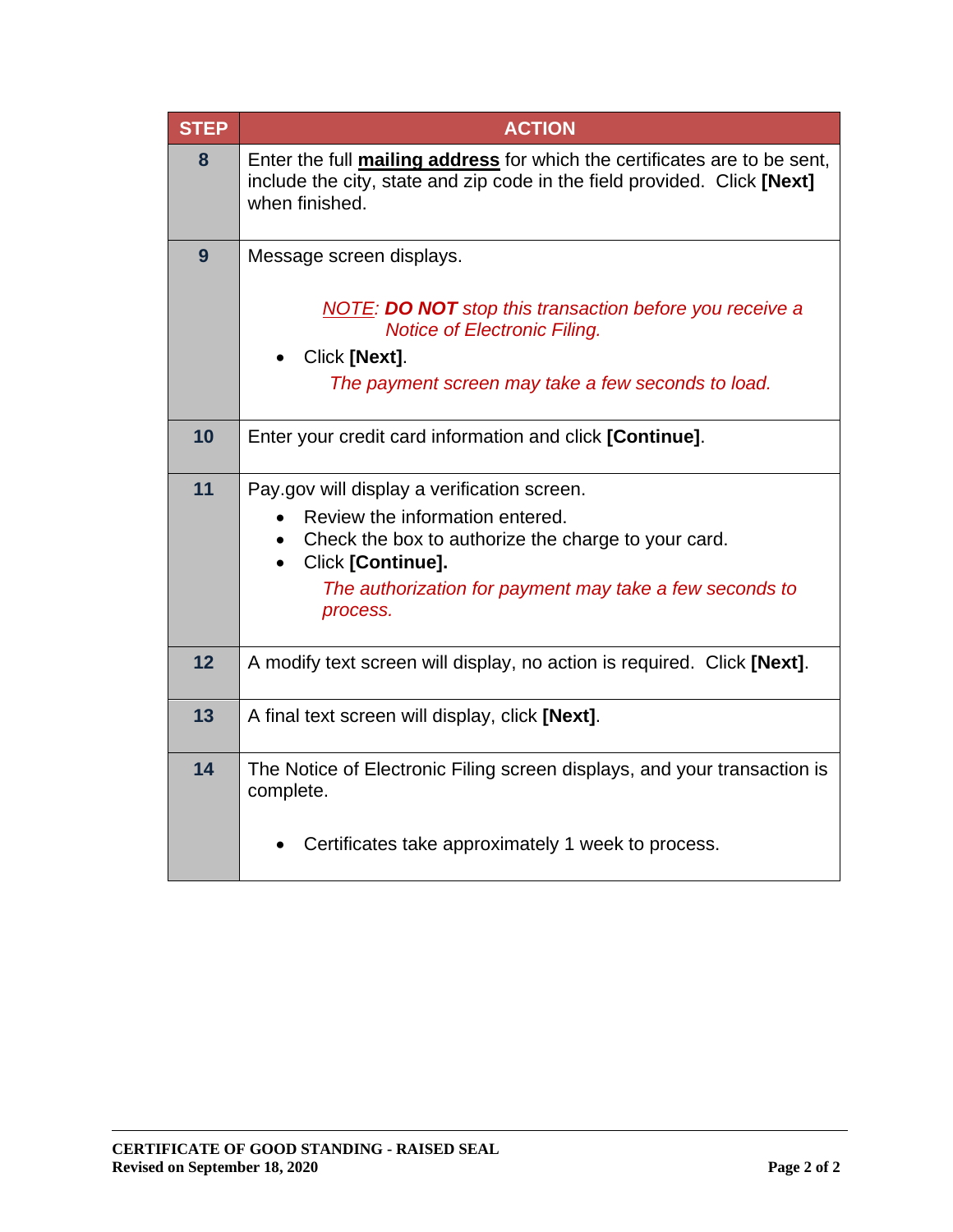| STEP | ACTION |
|---|---|
| 8 | Enter the full **mailing address** for which the certificates are to be sent, include the city, state and zip code in the field provided. Click **[Next]** when finished. |
| 9 | Message screen displays.<br><br>*NOTE: **DO NOT** stop this transaction before you receive a Notice of Electronic Filing.*<br><br>• Click **[Next]**.<br><br>*The payment screen may take a few seconds to load.* |
| 10 | Enter your credit card information and click **[Continue]**. |
| 11 | Pay.gov will display a verification screen.<br><br>• Review the information entered.<br>• Check the box to authorize the charge to your card.<br>• Click **[Continue].**<br><br>*The authorization for payment may take a few seconds to process.* |
| 12 | A modify text screen will display, no action is required. Click **[Next]**. |
| 13 | A final text screen will display, click **[Next]**. |
| 14 | The Notice of Electronic Filing screen displays, and your transaction is complete.<br><br>• Certificates take approximately 1 week to process. |